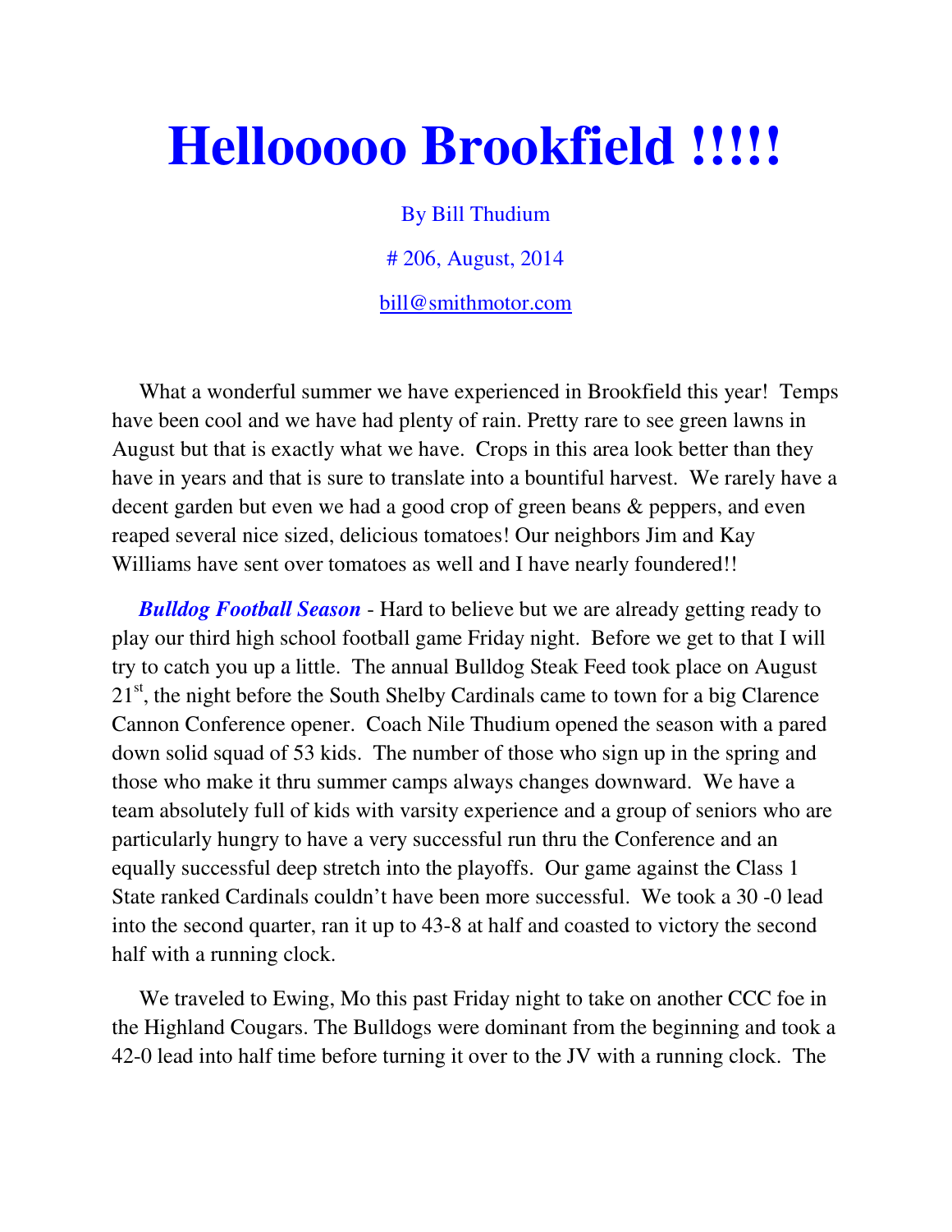# Hellooooo Brookfield !!!!!

By Bill Thudium

# 206, August, 2014

bill@smithmotor.com

What a wonderful summer we have experienced in Brookfield this year! Temps have been cool and we have had plenty of rain. Pretty rare to see green lawns in August but that is exactly what we have. Crops in this area look better than they have in years and that is sure to translate into a bountiful harvest. We rarely have a decent garden but even we had a good crop of green beans & peppers, and even reaped several nice sized, delicious tomatoes! Our neighbors Jim and Kay Williams have sent over tomatoes as well and I have nearly foundered!!

***Bulldog Football Season*** - Hard to believe but we are already getting ready to play our third high school football game Friday night. Before we get to that I will try to catch you up a little. The annual Bulldog Steak Feed took place on August 21st, the night before the South Shelby Cardinals came to town for a big Clarence Cannon Conference opener. Coach Nile Thudium opened the season with a pared down solid squad of 53 kids. The number of those who sign up in the spring and those who make it thru summer camps always changes downward. We have a team absolutely full of kids with varsity experience and a group of seniors who are particularly hungry to have a very successful run thru the Conference and an equally successful deep stretch into the playoffs. Our game against the Class 1 State ranked Cardinals couldn't have been more successful. We took a 30 -0 lead into the second quarter, ran it up to 43-8 at half and coasted to victory the second half with a running clock.

We traveled to Ewing, Mo this past Friday night to take on another CCC foe in the Highland Cougars. The Bulldogs were dominant from the beginning and took a 42-0 lead into half time before turning it over to the JV with a running clock. The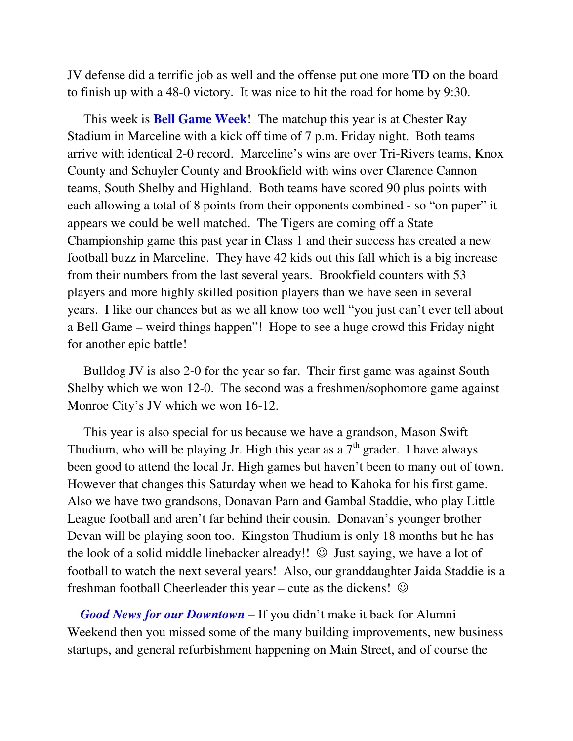JV defense did a terrific job as well and the offense put one more TD on the board to finish up with a 48-0 victory. It was nice to hit the road for home by 9:30.

This week is **Bell Game Week**! The matchup this year is at Chester Ray Stadium in Marceline with a kick off time of 7 p.m. Friday night. Both teams arrive with identical 2-0 record. Marceline's wins are over Tri-Rivers teams, Knox County and Schuyler County and Brookfield with wins over Clarence Cannon teams, South Shelby and Highland. Both teams have scored 90 plus points with each allowing a total of 8 points from their opponents combined - so "on paper" it appears we could be well matched. The Tigers are coming off a State Championship game this past year in Class 1 and their success has created a new football buzz in Marceline. They have 42 kids out this fall which is a big increase from their numbers from the last several years. Brookfield counters with 53 players and more highly skilled position players than we have seen in several years. I like our chances but as we all know too well "you just can't ever tell about a Bell Game – weird things happen"! Hope to see a huge crowd this Friday night for another epic battle!

Bulldog JV is also 2-0 for the year so far. Their first game was against South Shelby which we won 12-0. The second was a freshmen/sophomore game against Monroe City's JV which we won 16-12.

This year is also special for us because we have a grandson, Mason Swift Thudium, who will be playing Jr. High this year as a 7th grader. I have always been good to attend the local Jr. High games but haven't been to many out of town. However that changes this Saturday when we head to Kahoka for his first game. Also we have two grandsons, Donavan Parn and Gambal Staddie, who play Little League football and aren't far behind their cousin. Donavan's younger brother Devan will be playing soon too. Kingston Thudium is only 18 months but he has the look of a solid middle linebacker already!! ☺ Just saying, we have a lot of football to watch the next several years! Also, our granddaughter Jaida Staddie is a freshman football Cheerleader this year – cute as the dickens! ☺

***Good News for our Downtown*** – If you didn't make it back for Alumni Weekend then you missed some of the many building improvements, new business startups, and general refurbishment happening on Main Street, and of course the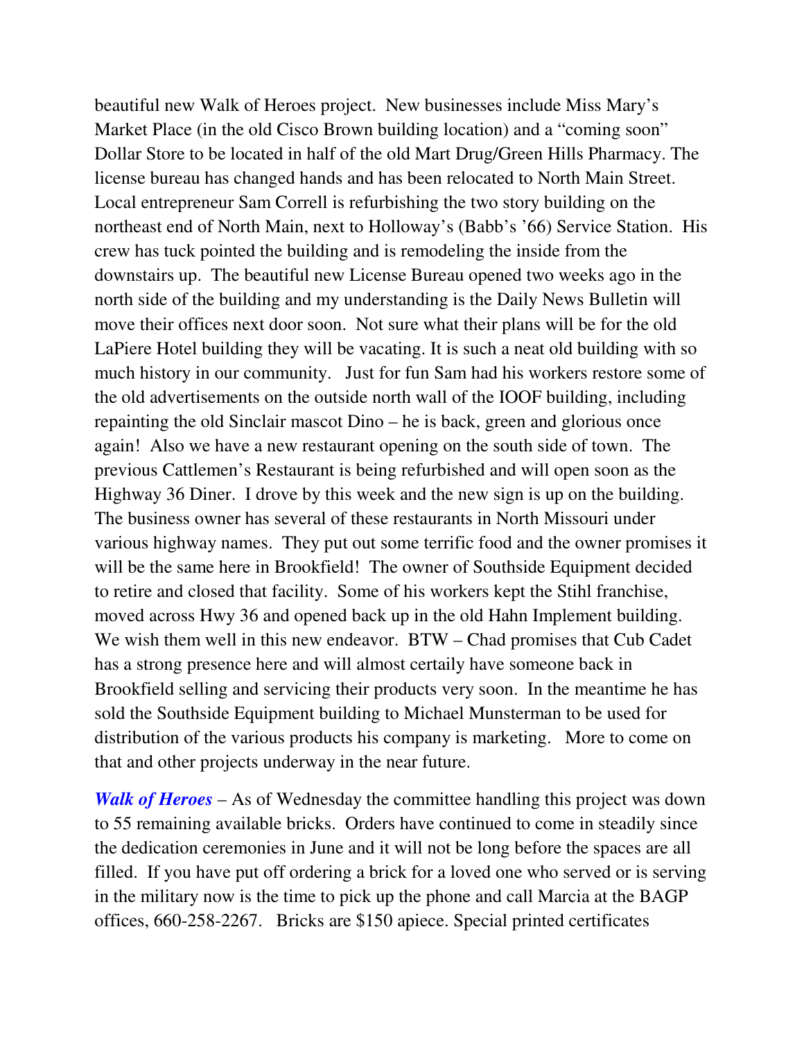beautiful new Walk of Heroes project. New businesses include Miss Mary's Market Place (in the old Cisco Brown building location) and a "coming soon" Dollar Store to be located in half of the old Mart Drug/Green Hills Pharmacy. The license bureau has changed hands and has been relocated to North Main Street. Local entrepreneur Sam Correll is refurbishing the two story building on the northeast end of North Main, next to Holloway's (Babb's '66) Service Station. His crew has tuck pointed the building and is remodeling the inside from the downstairs up. The beautiful new License Bureau opened two weeks ago in the north side of the building and my understanding is the Daily News Bulletin will move their offices next door soon. Not sure what their plans will be for the old LaPiere Hotel building they will be vacating. It is such a neat old building with so much history in our community. Just for fun Sam had his workers restore some of the old advertisements on the outside north wall of the IOOF building, including repainting the old Sinclair mascot Dino – he is back, green and glorious once again! Also we have a new restaurant opening on the south side of town. The previous Cattlemen's Restaurant is being refurbished and will open soon as the Highway 36 Diner. I drove by this week and the new sign is up on the building. The business owner has several of these restaurants in North Missouri under various highway names. They put out some terrific food and the owner promises it will be the same here in Brookfield! The owner of Southside Equipment decided to retire and closed that facility. Some of his workers kept the Stihl franchise, moved across Hwy 36 and opened back up in the old Hahn Implement building. We wish them well in this new endeavor. BTW – Chad promises that Cub Cadet has a strong presence here and will almost certaily have someone back in Brookfield selling and servicing their products very soon. In the meantime he has sold the Southside Equipment building to Michael Munsterman to be used for distribution of the various products his company is marketing. More to come on that and other projects underway in the near future.

***Walk of Heroes*** – As of Wednesday the committee handling this project was down to 55 remaining available bricks. Orders have continued to come in steadily since the dedication ceremonies in June and it will not be long before the spaces are all filled. If you have put off ordering a brick for a loved one who served or is serving in the military now is the time to pick up the phone and call Marcia at the BAGP offices, 660-258-2267. Bricks are $150 apiece. Special printed certificates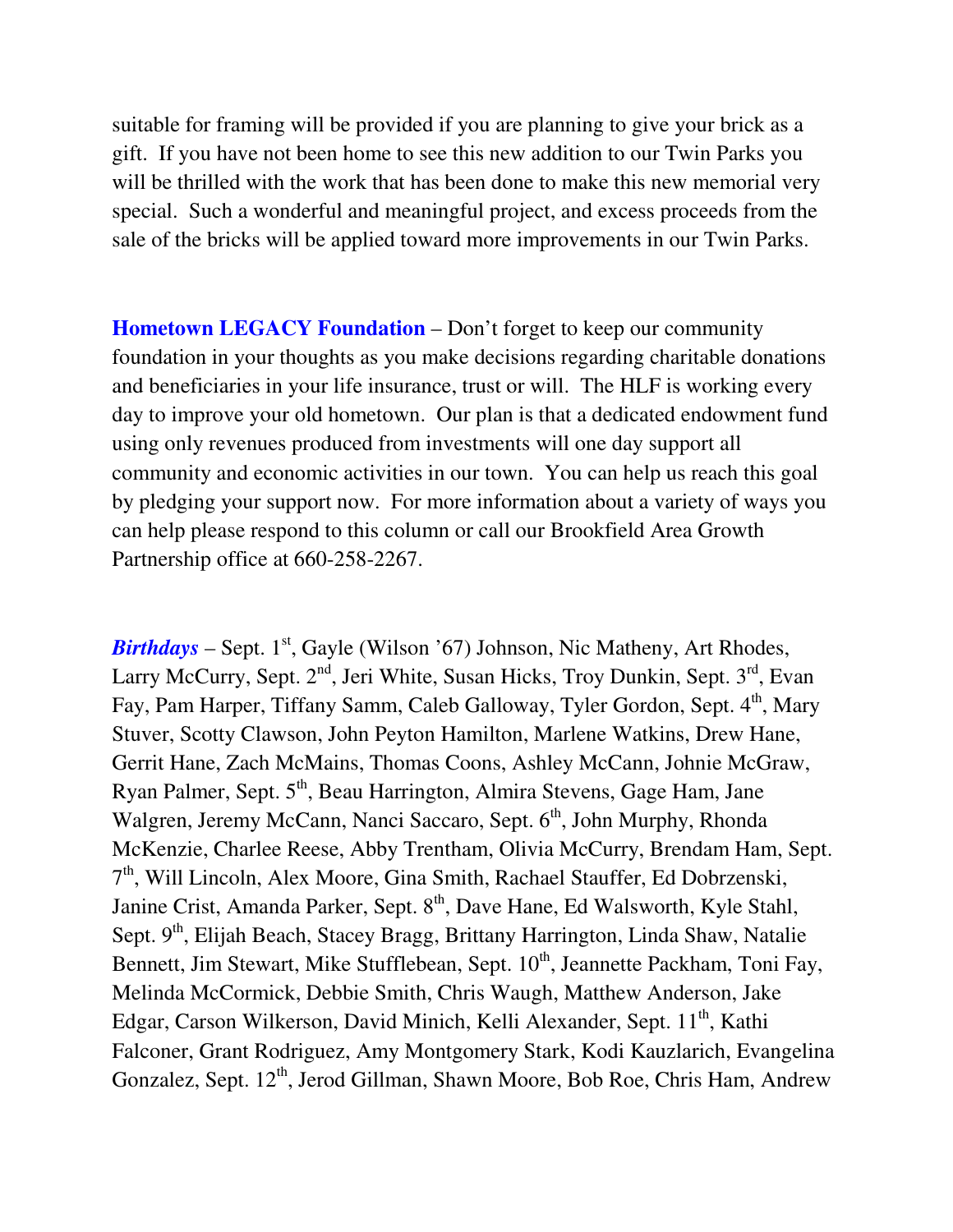suitable for framing will be provided if you are planning to give your brick as a gift. If you have not been home to see this new addition to our Twin Parks you will be thrilled with the work that has been done to make this new memorial very special. Such a wonderful and meaningful project, and excess proceeds from the sale of the bricks will be applied toward more improvements in our Twin Parks.

**Hometown LEGACY Foundation** – Don't forget to keep our community foundation in your thoughts as you make decisions regarding charitable donations and beneficiaries in your life insurance, trust or will. The HLF is working every day to improve your old hometown. Our plan is that a dedicated endowment fund using only revenues produced from investments will one day support all community and economic activities in our town. You can help us reach this goal by pledging your support now. For more information about a variety of ways you can help please respond to this column or call our Brookfield Area Growth Partnership office at 660-258-2267.

***Birthdays*** – Sept. 1st, Gayle (Wilson '67) Johnson, Nic Matheny, Art Rhodes, Larry McCurry, Sept. 2nd, Jeri White, Susan Hicks, Troy Dunkin, Sept. 3rd, Evan Fay, Pam Harper, Tiffany Samm, Caleb Galloway, Tyler Gordon, Sept. 4th, Mary Stuver, Scotty Clawson, John Peyton Hamilton, Marlene Watkins, Drew Hane, Gerrit Hane, Zach McMains, Thomas Coons, Ashley McCann, Johnie McGraw, Ryan Palmer, Sept. 5th, Beau Harrington, Almira Stevens, Gage Ham, Jane Walgren, Jeremy McCann, Nanci Saccaro, Sept. 6th, John Murphy, Rhonda McKenzie, Charlee Reese, Abby Trentham, Olivia McCurry, Brendam Ham, Sept. 7th, Will Lincoln, Alex Moore, Gina Smith, Rachael Stauffer, Ed Dobrzenski, Janine Crist, Amanda Parker, Sept. 8th, Dave Hane, Ed Walsworth, Kyle Stahl, Sept. 9th, Elijah Beach, Stacey Bragg, Brittany Harrington, Linda Shaw, Natalie Bennett, Jim Stewart, Mike Stufflebean, Sept. 10th, Jeannette Packham, Toni Fay, Melinda McCormick, Debbie Smith, Chris Waugh, Matthew Anderson, Jake Edgar, Carson Wilkerson, David Minich, Kelli Alexander, Sept. 11th, Kathi Falconer, Grant Rodriguez, Amy Montgomery Stark, Kodi Kauzlarich, Evangelina Gonzalez, Sept. 12th, Jerod Gillman, Shawn Moore, Bob Roe, Chris Ham, Andrew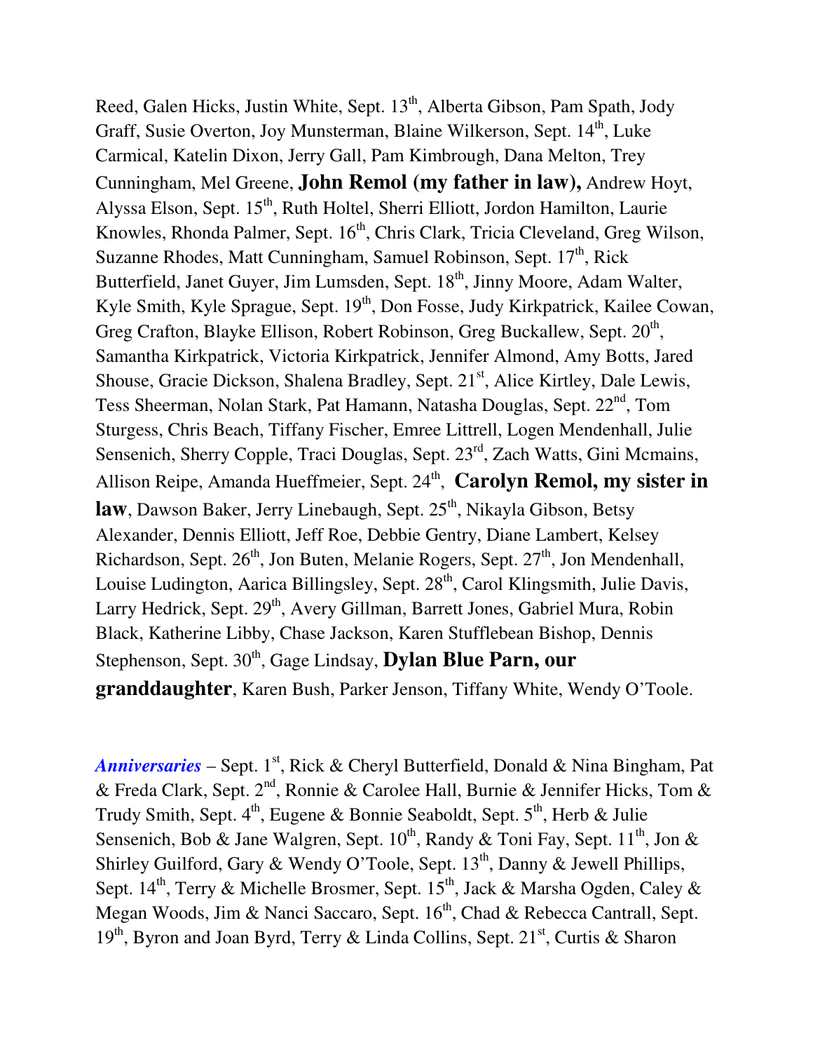Reed, Galen Hicks, Justin White, Sept. 13th, Alberta Gibson, Pam Spath, Jody Graff, Susie Overton, Joy Munsterman, Blaine Wilkerson, Sept. 14th, Luke Carmical, Katelin Dixon, Jerry Gall, Pam Kimbrough, Dana Melton, Trey Cunningham, Mel Greene, **John Remol (my father in law),** Andrew Hoyt, Alyssa Elson, Sept. 15th, Ruth Holtel, Sherri Elliott, Jordon Hamilton, Laurie Knowles, Rhonda Palmer, Sept. 16th, Chris Clark, Tricia Cleveland, Greg Wilson, Suzanne Rhodes, Matt Cunningham, Samuel Robinson, Sept. 17th, Rick Butterfield, Janet Guyer, Jim Lumsden, Sept. 18th, Jinny Moore, Adam Walter, Kyle Smith, Kyle Sprague, Sept. 19th, Don Fosse, Judy Kirkpatrick, Kailee Cowan, Greg Crafton, Blayke Ellison, Robert Robinson, Greg Buckallew, Sept. 20th, Samantha Kirkpatrick, Victoria Kirkpatrick, Jennifer Almond, Amy Botts, Jared Shouse, Gracie Dickson, Shalena Bradley, Sept. 21st, Alice Kirtley, Dale Lewis, Tess Sheerman, Nolan Stark, Pat Hamann, Natasha Douglas, Sept. 22nd, Tom Sturgess, Chris Beach, Tiffany Fischer, Emree Littrell, Logen Mendenhall, Julie Sensenich, Sherry Copple, Traci Douglas, Sept. 23rd, Zach Watts, Gini Mcmains, Allison Reipe, Amanda Hueffmeier, Sept. 24th, **Carolyn Remol, my sister in law**, Dawson Baker, Jerry Linebaugh, Sept. 25th, Nikayla Gibson, Betsy Alexander, Dennis Elliott, Jeff Roe, Debbie Gentry, Diane Lambert, Kelsey Richardson, Sept. 26th, Jon Buten, Melanie Rogers, Sept. 27th, Jon Mendenhall, Louise Ludington, Aarica Billingsley, Sept. 28th, Carol Klingsmith, Julie Davis, Larry Hedrick, Sept. 29th, Avery Gillman, Barrett Jones, Gabriel Mura, Robin Black, Katherine Libby, Chase Jackson, Karen Stufflebean Bishop, Dennis Stephenson, Sept. 30th, Gage Lindsay, **Dylan Blue Parn, our granddaughter**, Karen Bush, Parker Jenson, Tiffany White, Wendy O'Toole.

***Anniversaries*** – Sept. 1st, Rick & Cheryl Butterfield, Donald & Nina Bingham, Pat & Freda Clark, Sept. 2nd, Ronnie & Carolee Hall, Burnie & Jennifer Hicks, Tom & Trudy Smith, Sept. 4th, Eugene & Bonnie Seaboldt, Sept. 5th, Herb & Julie Sensenich, Bob & Jane Walgren, Sept. 10th, Randy & Toni Fay, Sept. 11th, Jon & Shirley Guilford, Gary & Wendy O'Toole, Sept. 13th, Danny & Jewell Phillips, Sept. 14th, Terry & Michelle Brosmer, Sept. 15th, Jack & Marsha Ogden, Caley & Megan Woods, Jim & Nanci Saccaro, Sept. 16th, Chad & Rebecca Cantrall, Sept. 19th, Byron and Joan Byrd, Terry & Linda Collins, Sept. 21st, Curtis & Sharon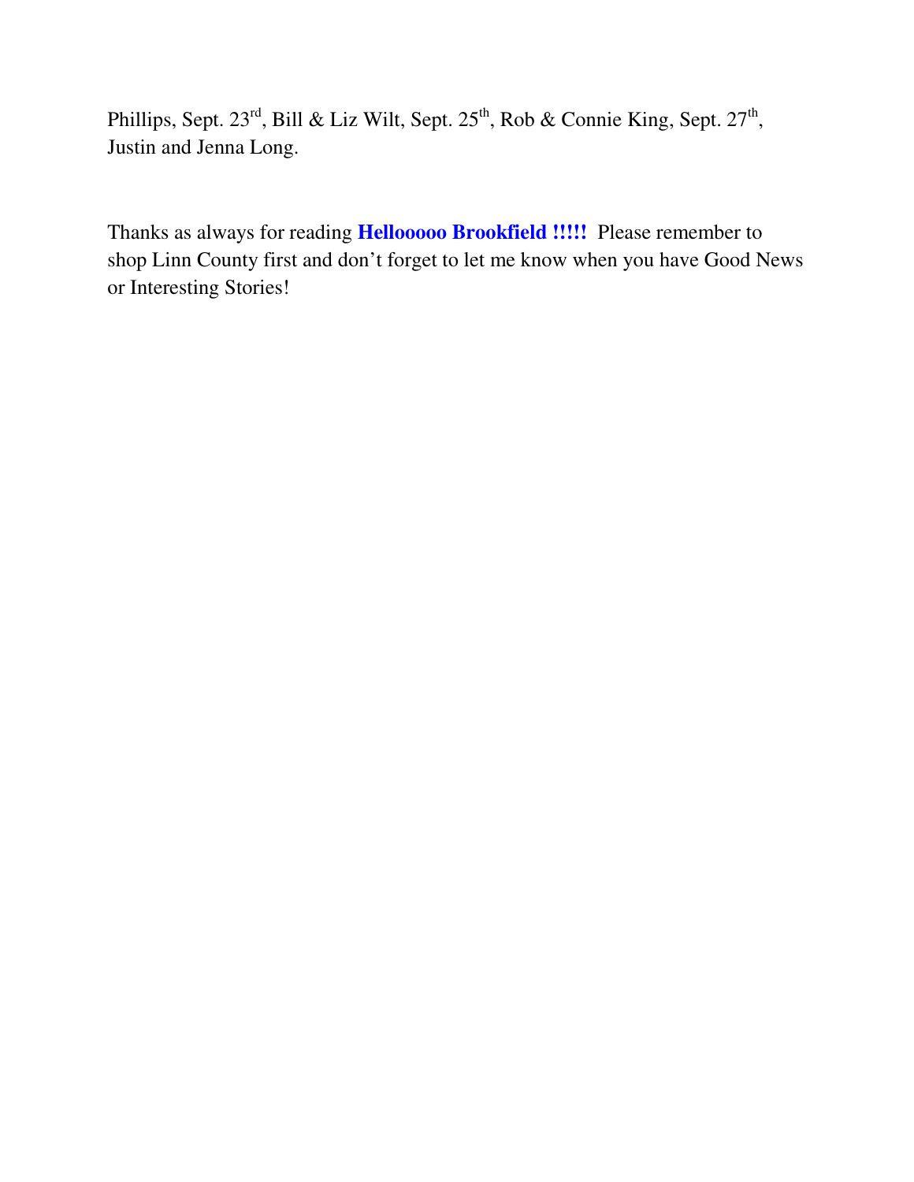Phillips, Sept. 23rd, Bill & Liz Wilt, Sept. 25th, Rob & Connie King, Sept. 27th, Justin and Jenna Long.

Thanks as always for reading **Hellooooo Brookfield !!!!!** Please remember to shop Linn County first and don't forget to let me know when you have Good News or Interesting Stories!